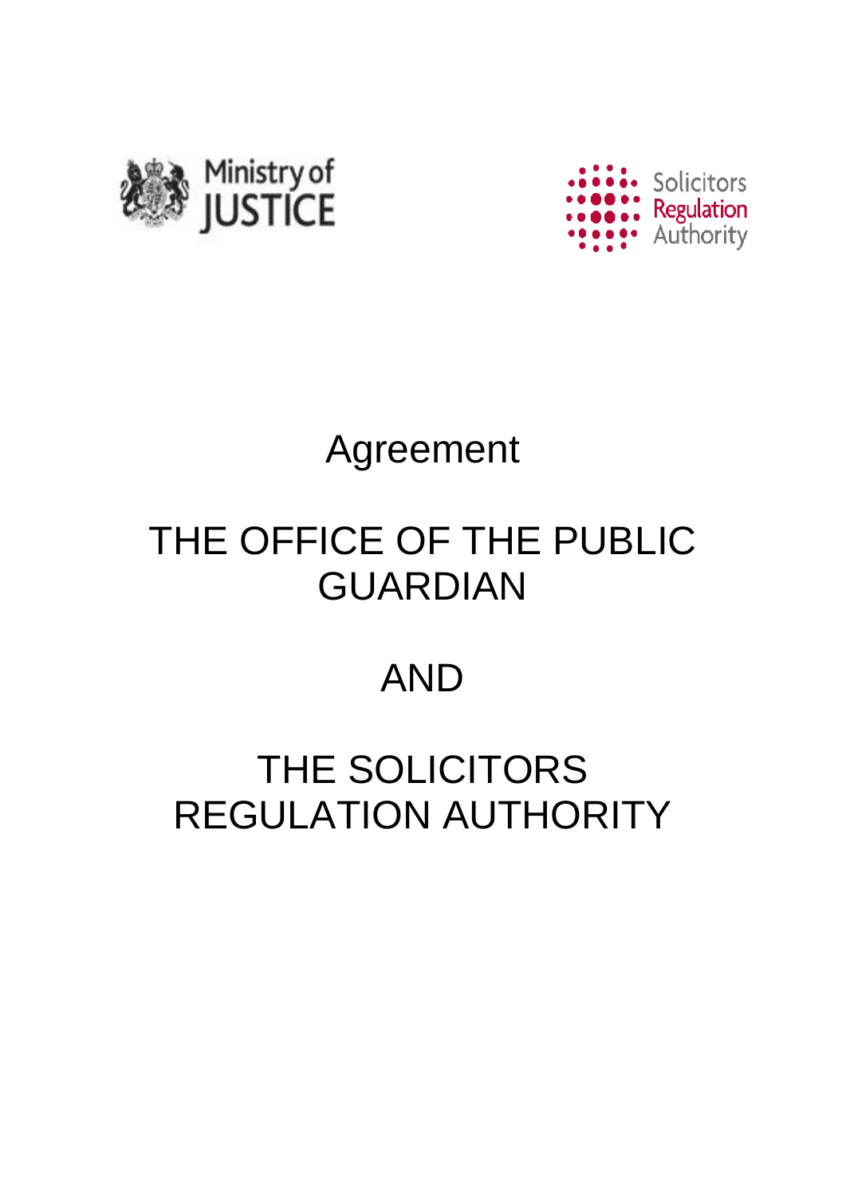Ministry of JUSTICE

Solicitors Regulation Authority

# Agreement

# THE OFFICE OF THE PUBLIC GUARDIAN

# AND

# THE SOLICITORS REGULATION AUTHORITY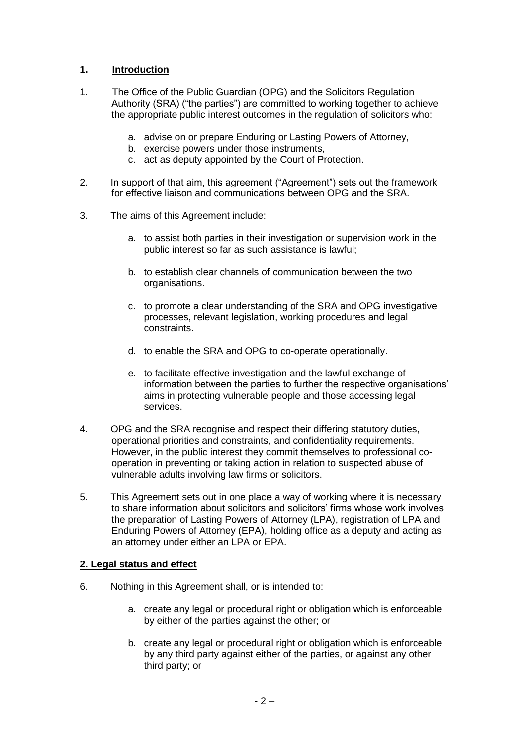## 1. Introduction

1. The Office of the Public Guardian (OPG) and the Solicitors Regulation Authority (SRA) ("the parties") are committed to working together to achieve the appropriate public interest outcomes in the regulation of solicitors who:

   a. advise on or prepare Enduring or Lasting Powers of Attorney,
   b. exercise powers under those instruments,
   c. act as deputy appointed by the Court of Protection.

2. In support of that aim, this agreement ("Agreement") sets out the framework for effective liaison and communications between OPG and the SRA.

3. The aims of this Agreement include:

   a. to assist both parties in their investigation or supervision work in the public interest so far as such assistance is lawful;

   b. to establish clear channels of communication between the two organisations.

   c. to promote a clear understanding of the SRA and OPG investigative processes, relevant legislation, working procedures and legal constraints.

   d. to enable the SRA and OPG to co-operate operationally.

   e. to facilitate effective investigation and the lawful exchange of information between the parties to further the respective organisations' aims in protecting vulnerable people and those accessing legal services.

4. OPG and the SRA recognise and respect their differing statutory duties, operational priorities and constraints, and confidentiality requirements. However, in the public interest they commit themselves to professional co-operation in preventing or taking action in relation to suspected abuse of vulnerable adults involving law firms or solicitors.

5. This Agreement sets out in one place a way of working where it is necessary to share information about solicitors and solicitors' firms whose work involves the preparation of Lasting Powers of Attorney (LPA), registration of LPA and Enduring Powers of Attorney (EPA), holding office as a deputy and acting as an attorney under either an LPA or EPA.

## 2. Legal status and effect

6. Nothing in this Agreement shall, or is intended to:

   a. create any legal or procedural right or obligation which is enforceable by either of the parties against the other; or

   b. create any legal or procedural right or obligation which is enforceable by any third party against either of the parties, or against any other third party; or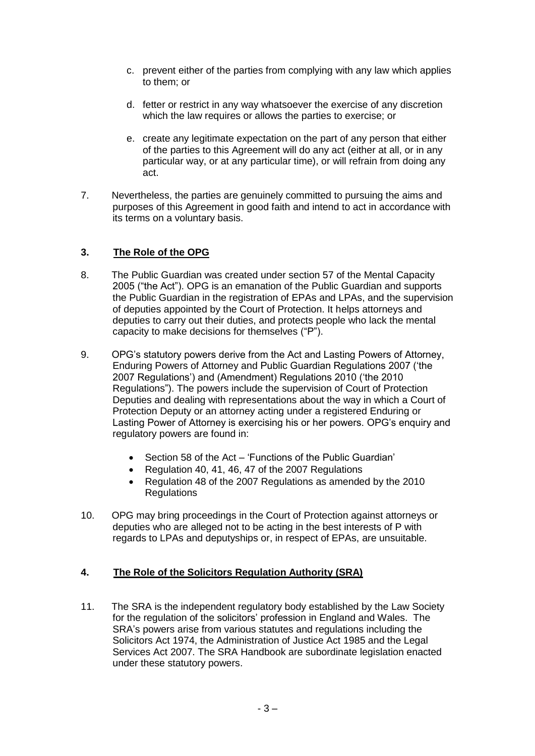c. prevent either of the parties from complying with any law which applies to them; or

d. fetter or restrict in any way whatsoever the exercise of any discretion which the law requires or allows the parties to exercise; or

e. create any legitimate expectation on the part of any person that either of the parties to this Agreement will do any act (either at all, or in any particular way, or at any particular time), or will refrain from doing any act.

7. Nevertheless, the parties are genuinely committed to pursuing the aims and purposes of this Agreement in good faith and intend to act in accordance with its terms on a voluntary basis.

## 3. The Role of the OPG

8. The Public Guardian was created under section 57 of the Mental Capacity 2005 ("the Act"). OPG is an emanation of the Public Guardian and supports the Public Guardian in the registration of EPAs and LPAs, and the supervision of deputies appointed by the Court of Protection. It helps attorneys and deputies to carry out their duties, and protects people who lack the mental capacity to make decisions for themselves ("P").

9. OPG's statutory powers derive from the Act and Lasting Powers of Attorney, Enduring Powers of Attorney and Public Guardian Regulations 2007 ('the 2007 Regulations') and (Amendment) Regulations 2010 ('the 2010 Regulations"). The powers include the supervision of Court of Protection Deputies and dealing with representations about the way in which a Court of Protection Deputy or an attorney acting under a registered Enduring or Lasting Power of Attorney is exercising his or her powers. OPG's enquiry and regulatory powers are found in:

   - Section 58 of the Act – 'Functions of the Public Guardian'
   - Regulation 40, 41, 46, 47 of the 2007 Regulations
   - Regulation 48 of the 2007 Regulations as amended by the 2010 Regulations

10. OPG may bring proceedings in the Court of Protection against attorneys or deputies who are alleged not to be acting in the best interests of P with regards to LPAs and deputyships or, in respect of EPAs, are unsuitable.

## 4. The Role of the Solicitors Regulation Authority (SRA)

11. The SRA is the independent regulatory body established by the Law Society for the regulation of the solicitors' profession in England and Wales. The SRA's powers arise from various statutes and regulations including the Solicitors Act 1974, the Administration of Justice Act 1985 and the Legal Services Act 2007. The SRA Handbook are subordinate legislation enacted under these statutory powers.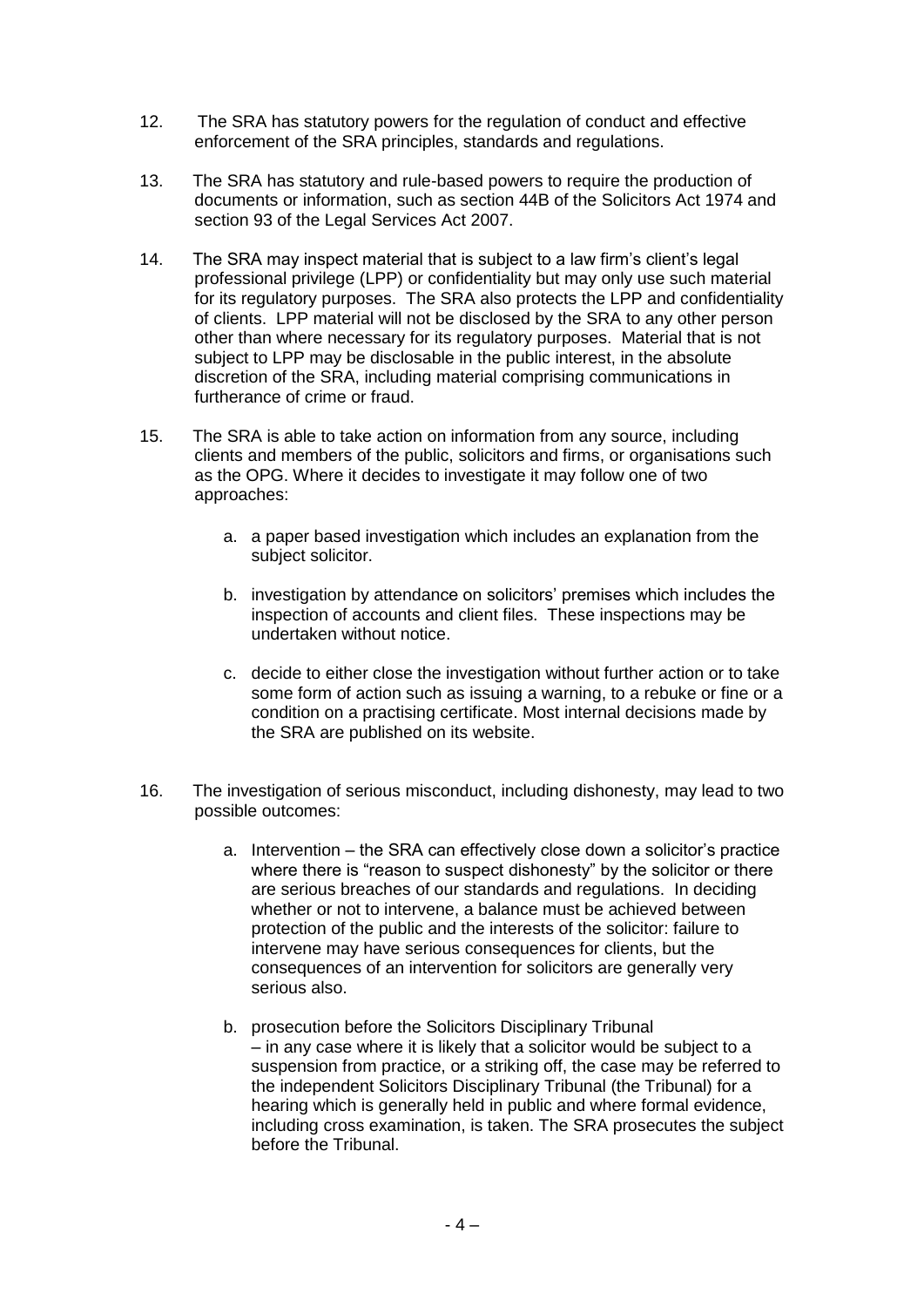12. The SRA has statutory powers for the regulation of conduct and effective enforcement of the SRA principles, standards and regulations.

13. The SRA has statutory and rule-based powers to require the production of documents or information, such as section 44B of the Solicitors Act 1974 and section 93 of the Legal Services Act 2007.

14. The SRA may inspect material that is subject to a law firm's client's legal professional privilege (LPP) or confidentiality but may only use such material for its regulatory purposes. The SRA also protects the LPP and confidentiality of clients. LPP material will not be disclosed by the SRA to any other person other than where necessary for its regulatory purposes. Material that is not subject to LPP may be disclosable in the public interest, in the absolute discretion of the SRA, including material comprising communications in furtherance of crime or fraud.

15. The SRA is able to take action on information from any source, including clients and members of the public, solicitors and firms, or organisations such as the OPG. Where it decides to investigate it may follow one of two approaches:

    a. a paper based investigation which includes an explanation from the subject solicitor.

    b. investigation by attendance on solicitors' premises which includes the inspection of accounts and client files. These inspections may be undertaken without notice.

    c. decide to either close the investigation without further action or to take some form of action such as issuing a warning, to a rebuke or fine or a condition on a practising certificate. Most internal decisions made by the SRA are published on its website.

16. The investigation of serious misconduct, including dishonesty, may lead to two possible outcomes:

    a. Intervention – the SRA can effectively close down a solicitor's practice where there is "reason to suspect dishonesty" by the solicitor or there are serious breaches of our standards and regulations. In deciding whether or not to intervene, a balance must be achieved between protection of the public and the interests of the solicitor: failure to intervene may have serious consequences for clients, but the consequences of an intervention for solicitors are generally very serious also.

    b. prosecution before the Solicitors Disciplinary Tribunal – in any case where it is likely that a solicitor would be subject to a suspension from practice, or a striking off, the case may be referred to the independent Solicitors Disciplinary Tribunal (the Tribunal) for a hearing which is generally held in public and where formal evidence, including cross examination, is taken. The SRA prosecutes the subject before the Tribunal.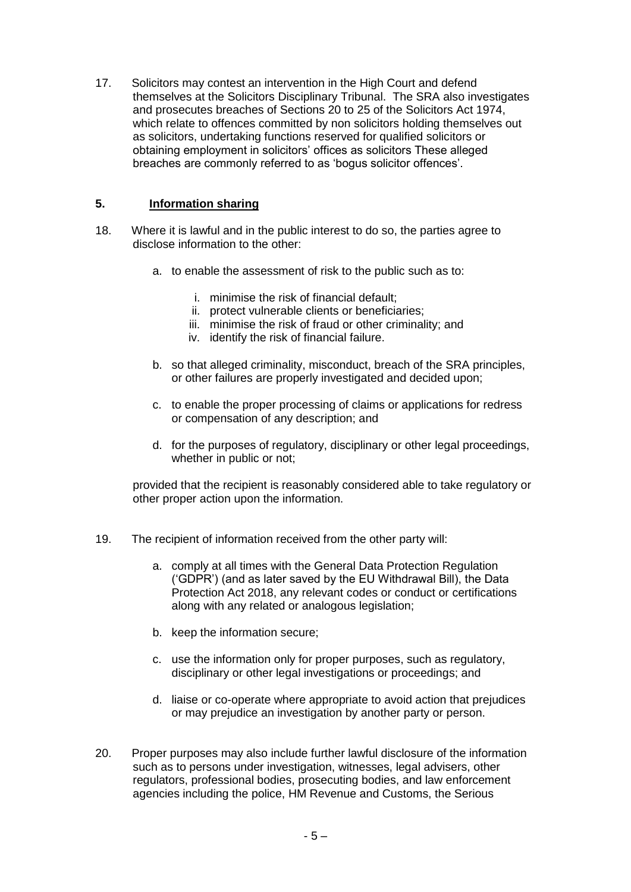17. Solicitors may contest an intervention in the High Court and defend themselves at the Solicitors Disciplinary Tribunal. The SRA also investigates and prosecutes breaches of Sections 20 to 25 of the Solicitors Act 1974, which relate to offences committed by non solicitors holding themselves out as solicitors, undertaking functions reserved for qualified solicitors or obtaining employment in solicitors' offices as solicitors These alleged breaches are commonly referred to as 'bogus solicitor offences'.

## 5. Information sharing

18. Where it is lawful and in the public interest to do so, the parties agree to disclose information to the other:

    a. to enable the assessment of risk to the public such as to:

        i. minimise the risk of financial default;
        ii. protect vulnerable clients or beneficiaries;
        iii. minimise the risk of fraud or other criminality; and
        iv. identify the risk of financial failure.

    b. so that alleged criminality, misconduct, breach of the SRA principles, or other failures are properly investigated and decided upon;

    c. to enable the proper processing of claims or applications for redress or compensation of any description; and

    d. for the purposes of regulatory, disciplinary or other legal proceedings, whether in public or not;

    provided that the recipient is reasonably considered able to take regulatory or other proper action upon the information.

19. The recipient of information received from the other party will:

    a. comply at all times with the General Data Protection Regulation ('GDPR') (and as later saved by the EU Withdrawal Bill), the Data Protection Act 2018, any relevant codes or conduct or certifications along with any related or analogous legislation;

    b. keep the information secure;

    c. use the information only for proper purposes, such as regulatory, disciplinary or other legal investigations or proceedings; and

    d. liaise or co-operate where appropriate to avoid action that prejudices or may prejudice an investigation by another party or person.

20. Proper purposes may also include further lawful disclosure of the information such as to persons under investigation, witnesses, legal advisers, other regulators, professional bodies, prosecuting bodies, and law enforcement agencies including the police, HM Revenue and Customs, the Serious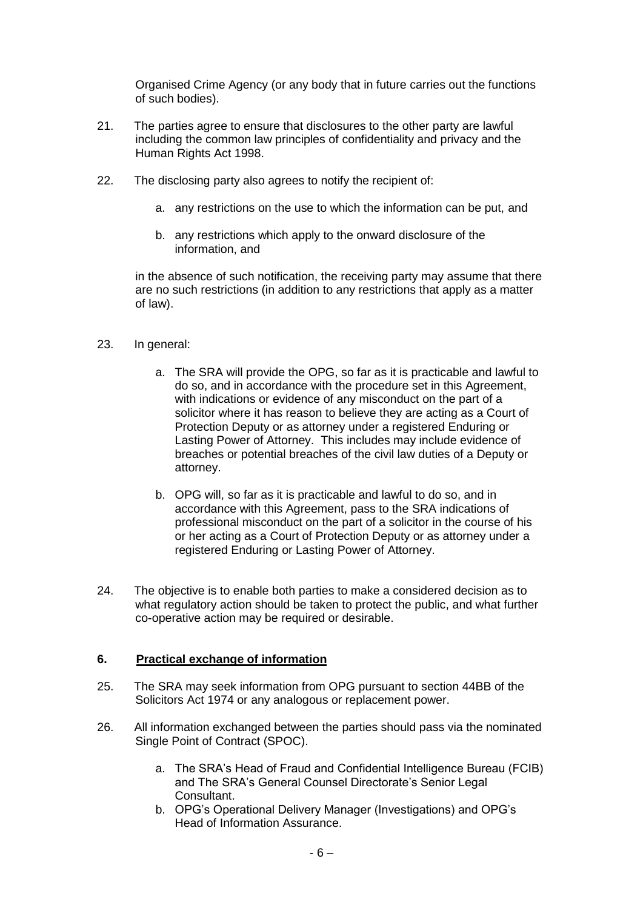Organised Crime Agency (or any body that in future carries out the functions of such bodies).

21. The parties agree to ensure that disclosures to the other party are lawful including the common law principles of confidentiality and privacy and the Human Rights Act 1998.

22. The disclosing party also agrees to notify the recipient of:

    a. any restrictions on the use to which the information can be put, and

    b. any restrictions which apply to the onward disclosure of the information, and

    in the absence of such notification, the receiving party may assume that there are no such restrictions (in addition to any restrictions that apply as a matter of law).

23. In general:

    a. The SRA will provide the OPG, so far as it is practicable and lawful to do so, and in accordance with the procedure set in this Agreement, with indications or evidence of any misconduct on the part of a solicitor where it has reason to believe they are acting as a Court of Protection Deputy or as attorney under a registered Enduring or Lasting Power of Attorney. This includes may include evidence of breaches or potential breaches of the civil law duties of a Deputy or attorney.

    b. OPG will, so far as it is practicable and lawful to do so, and in accordance with this Agreement, pass to the SRA indications of professional misconduct on the part of a solicitor in the course of his or her acting as a Court of Protection Deputy or as attorney under a registered Enduring or Lasting Power of Attorney.

24. The objective is to enable both parties to make a considered decision as to what regulatory action should be taken to protect the public, and what further co-operative action may be required or desirable.

## 6. Practical exchange of information

25. The SRA may seek information from OPG pursuant to section 44BB of the Solicitors Act 1974 or any analogous or replacement power.

26. All information exchanged between the parties should pass via the nominated Single Point of Contract (SPOC).

    a. The SRA's Head of Fraud and Confidential Intelligence Bureau (FCIB) and The SRA's General Counsel Directorate's Senior Legal Consultant.
    b. OPG's Operational Delivery Manager (Investigations) and OPG's Head of Information Assurance.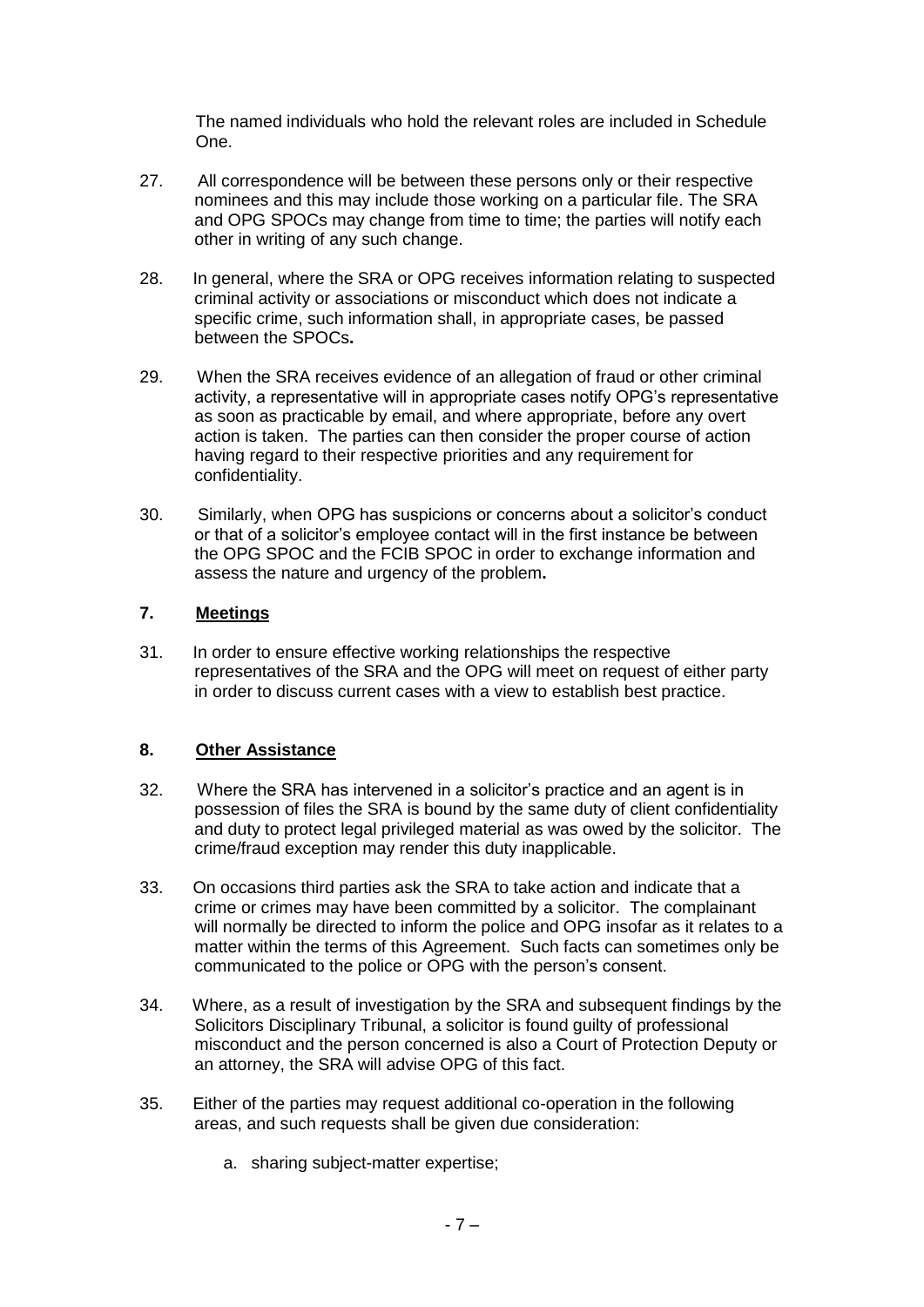The named individuals who hold the relevant roles are included in Schedule One.

27. All correspondence will be between these persons only or their respective nominees and this may include those working on a particular file. The SRA and OPG SPOCs may change from time to time; the parties will notify each other in writing of any such change.

28. In general, where the SRA or OPG receives information relating to suspected criminal activity or associations or misconduct which does not indicate a specific crime, such information shall, in appropriate cases, be passed between the SPOCs**.**

29. When the SRA receives evidence of an allegation of fraud or other criminal activity, a representative will in appropriate cases notify OPG's representative as soon as practicable by email, and where appropriate, before any overt action is taken. The parties can then consider the proper course of action having regard to their respective priorities and any requirement for confidentiality.

30. Similarly, when OPG has suspicions or concerns about a solicitor's conduct or that of a solicitor's employee contact will in the first instance be between the OPG SPOC and the FCIB SPOC in order to exchange information and assess the nature and urgency of the problem**.**

## 7. Meetings

31. In order to ensure effective working relationships the respective representatives of the SRA and the OPG will meet on request of either party in order to discuss current cases with a view to establish best practice.

## 8. Other Assistance

32. Where the SRA has intervened in a solicitor's practice and an agent is in possession of files the SRA is bound by the same duty of client confidentiality and duty to protect legal privileged material as was owed by the solicitor. The crime/fraud exception may render this duty inapplicable.

33. On occasions third parties ask the SRA to take action and indicate that a crime or crimes may have been committed by a solicitor. The complainant will normally be directed to inform the police and OPG insofar as it relates to a matter within the terms of this Agreement. Such facts can sometimes only be communicated to the police or OPG with the person's consent.

34. Where, as a result of investigation by the SRA and subsequent findings by the Solicitors Disciplinary Tribunal, a solicitor is found guilty of professional misconduct and the person concerned is also a Court of Protection Deputy or an attorney, the SRA will advise OPG of this fact.

35. Either of the parties may request additional co-operation in the following areas, and such requests shall be given due consideration:

    a. sharing subject-matter expertise;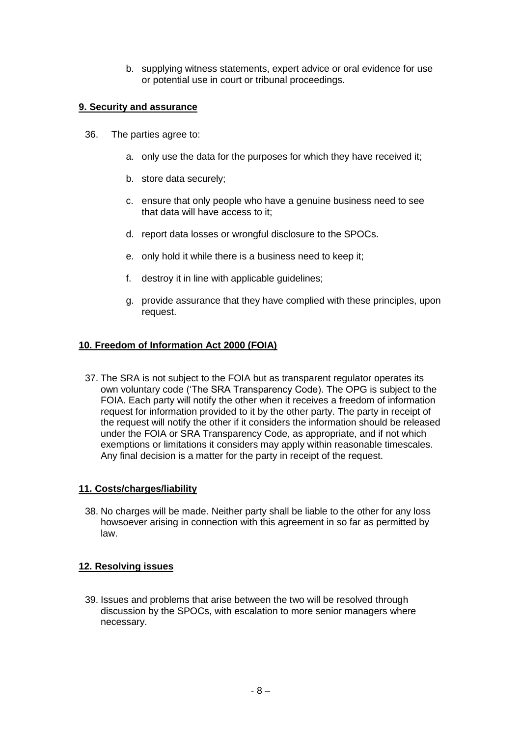b. supplying witness statements, expert advice or oral evidence for use or potential use in court or tribunal proceedings.

**9. Security and assurance**

36. The parties agree to:

    a. only use the data for the purposes for which they have received it;

    b. store data securely;

    c. ensure that only people who have a genuine business need to see that data will have access to it;

    d. report data losses or wrongful disclosure to the SPOCs.

    e. only hold it while there is a business need to keep it;

    f. destroy it in line with applicable guidelines;

    g. provide assurance that they have complied with these principles, upon request.

**10. Freedom of Information Act 2000 (FOIA)**

37. The SRA is not subject to the FOIA but as transparent regulator operates its own voluntary code ('The SRA Transparency Code). The OPG is subject to the FOIA. Each party will notify the other when it receives a freedom of information request for information provided to it by the other party. The party in receipt of the request will notify the other if it considers the information should be released under the FOIA or SRA Transparency Code, as appropriate, and if not which exemptions or limitations it considers may apply within reasonable timescales. Any final decision is a matter for the party in receipt of the request.

**11. Costs/charges/liability**

38. No charges will be made. Neither party shall be liable to the other for any loss howsoever arising in connection with this agreement in so far as permitted by law.

**12. Resolving issues**

39. Issues and problems that arise between the two will be resolved through discussion by the SPOCs, with escalation to more senior managers where necessary.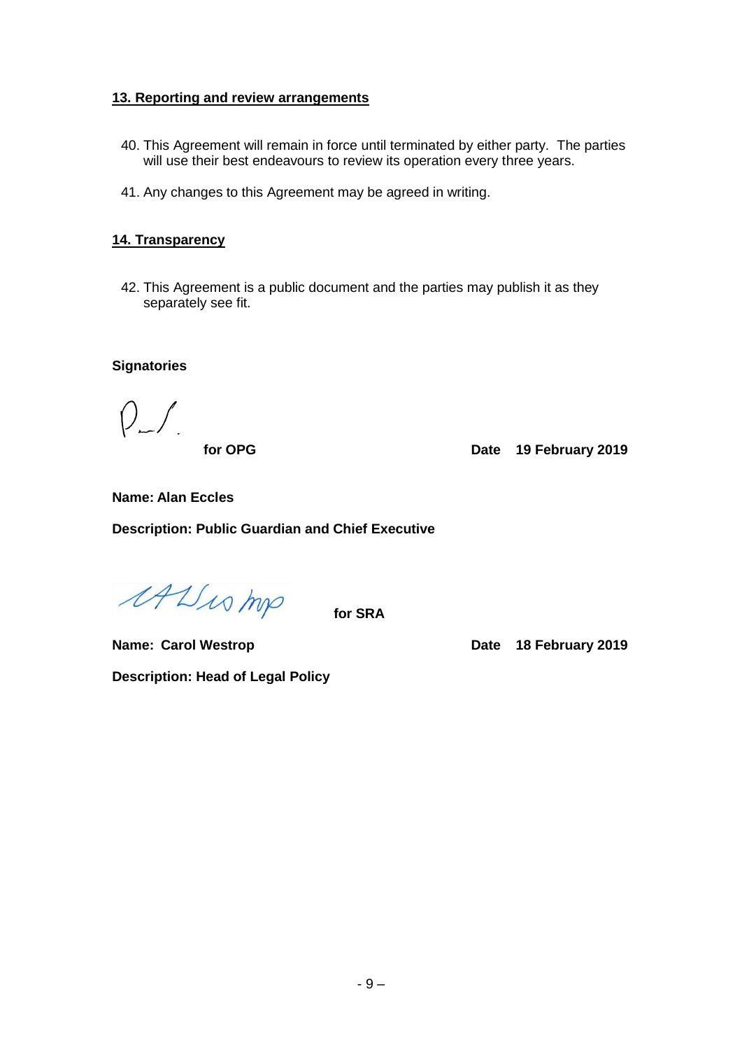## 13. Reporting and review arrangements

40. This Agreement will remain in force until terminated by either party. The parties will use their best endeavours to review its operation every three years.

41. Any changes to this Agreement may be agreed in writing.

## 14. Transparency

42. This Agreement is a public document and the parties may publish it as they separately see fit.

**Signatories**

**for OPG** **Date 19 February 2019**

**Name: Alan Eccles**

**Description: Public Guardian and Chief Executive**

**for SRA**

**Name: Carol Westrop** **Date 18 February 2019**

**Description: Head of Legal Policy**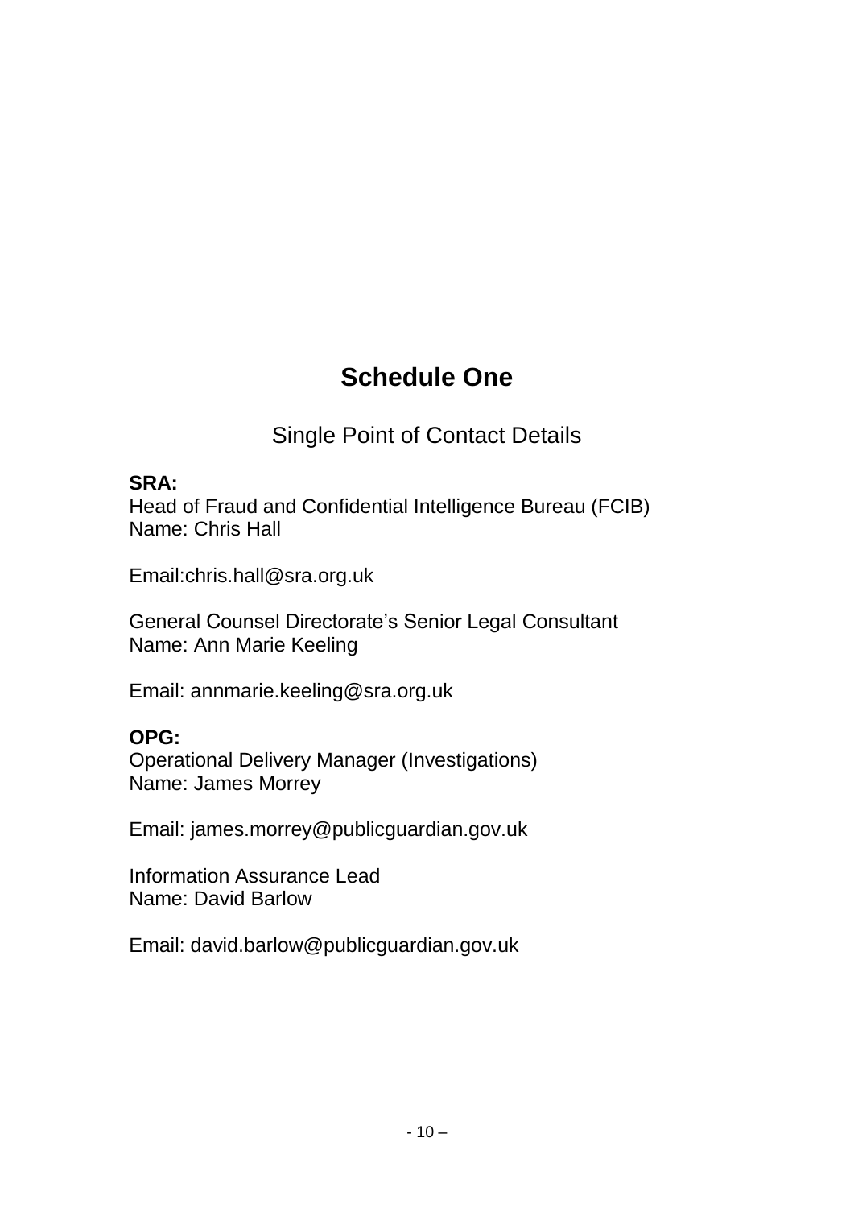# Schedule One

## Single Point of Contact Details

**SRA:**
Head of Fraud and Confidential Intelligence Bureau (FCIB)
Name: Chris Hall

Email:chris.hall@sra.org.uk

General Counsel Directorate's Senior Legal Consultant
Name: Ann Marie Keeling

Email: annmarie.keeling@sra.org.uk

**OPG:**
Operational Delivery Manager (Investigations)
Name: James Morrey

Email: james.morrey@publicguardian.gov.uk

Information Assurance Lead
Name: David Barlow

Email: david.barlow@publicguardian.gov.uk